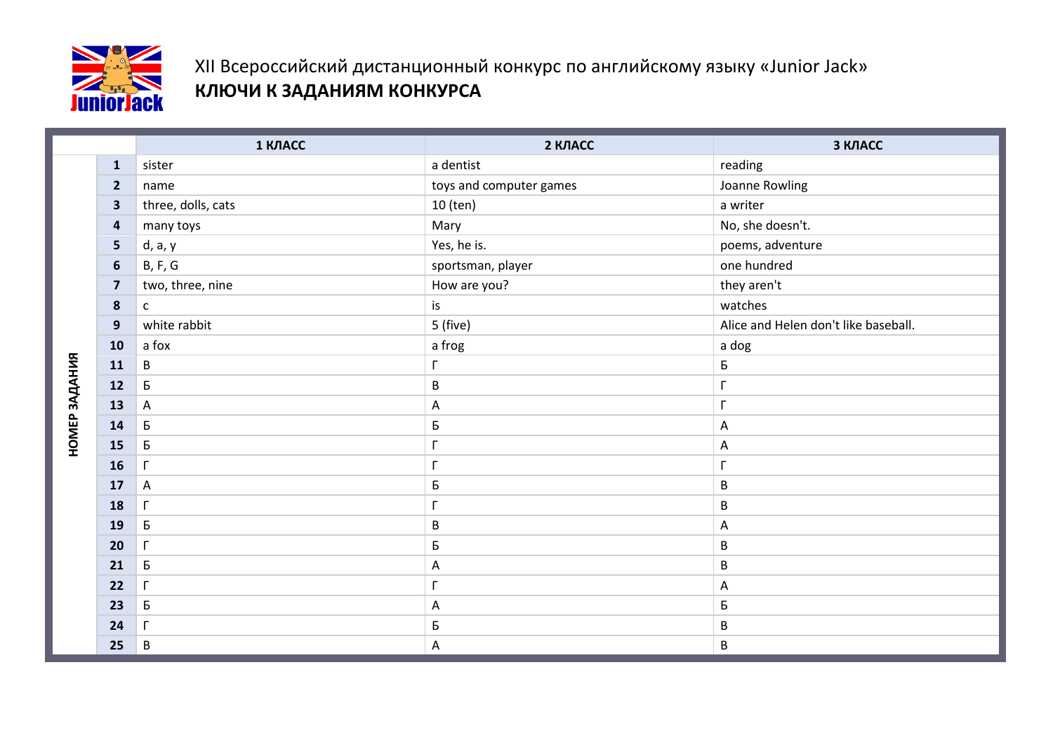XII Всероссийский дистанционный конкурс по английскому языку «Junior Jack»

**КЛЮЧИ К ЗАДАНИЯМ КОНКУРСА**

| НОМЕР ЗАДАНИЯ | 1 КЛАСС | 2 КЛАСС | 3 КЛАСС |
|---|---|---|---|
| 1 | sister | a dentist | reading |
| 2 | name | toys and computer games | Joanne Rowling |
| 3 | three, dolls, cats | 10 (ten) | a writer |
| 4 | many toys | Mary | No, she doesn't. |
| 5 | d, a, y | Yes, he is. | poems, adventure |
| 6 | B, F, G | sportsman, player | one hundred |
| 7 | two, three, nine | How are you? | they aren't |
| 8 | c | is | watches |
| 9 | white rabbit | 5 (five) | Alice and Helen don't like baseball. |
| 10 | a fox | a frog | a dog |
| 11 | В | Г | Б |
| 12 | Б | В | Г |
| 13 | А | А | Г |
| 14 | Б | Б | А |
| 15 | Б | Г | А |
| 16 | Г | Г | Г |
| 17 | А | Б | В |
| 18 | Г | Г | В |
| 19 | Б | В | А |
| 20 | Г | Б | В |
| 21 | Б | А | В |
| 22 | Г | Г | А |
| 23 | Б | А | Б |
| 24 | Г | Б | В |
| 25 | В | А | В |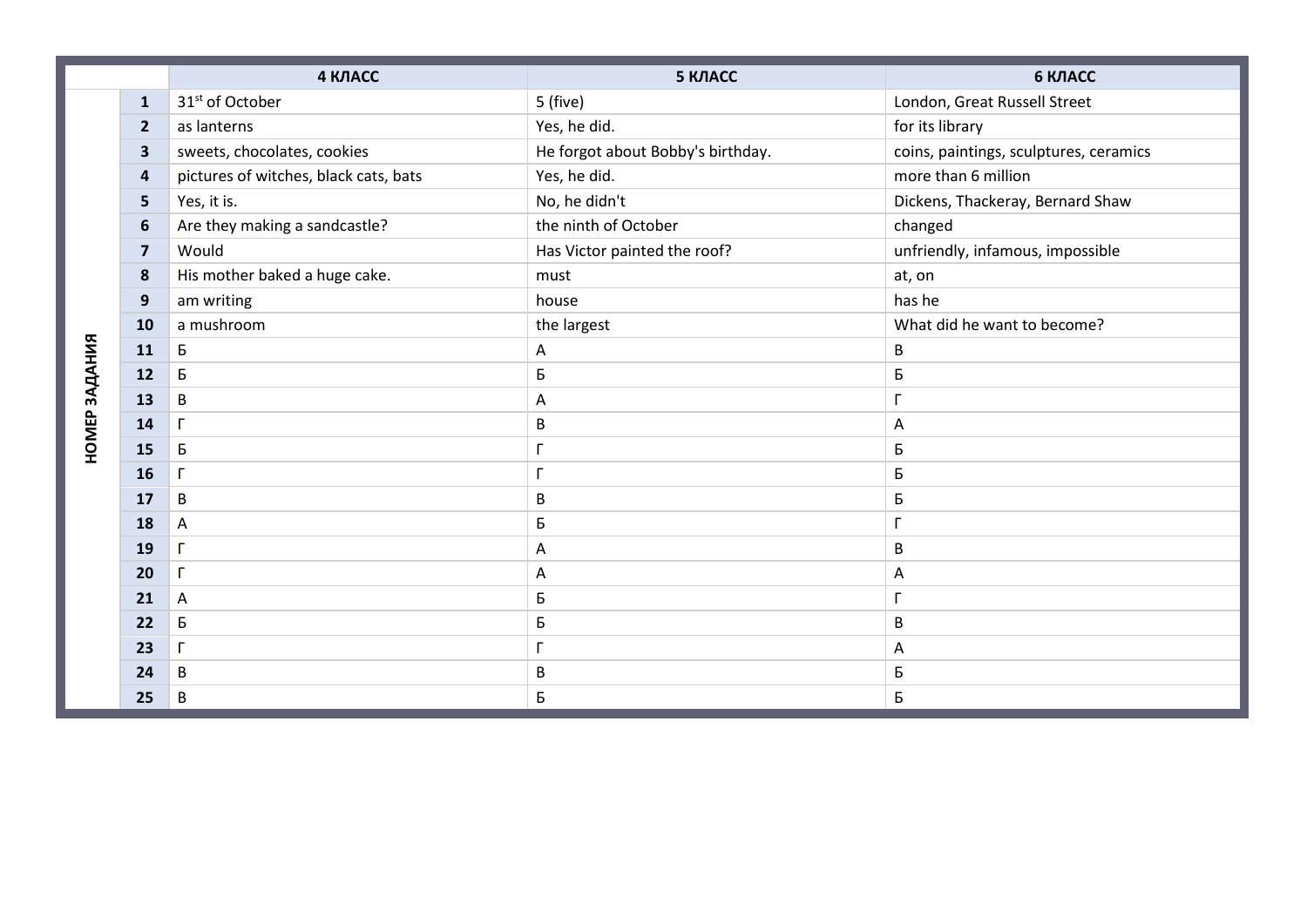| | | 4 КЛАСС | 5 КЛАСС | 6 КЛАСС |
|---|---|---|---|---|
| НОМЕР ЗАДАНИЯ | 1 | 31st of October | 5 (five) | London, Great Russell Street |
| | 2 | as lanterns | Yes, he did. | for its library |
| | 3 | sweets, chocolates, cookies | He forgot about Bobby's birthday. | coins, paintings, sculptures, ceramics |
| | 4 | pictures of witches, black cats, bats | Yes, he did. | more than 6 million |
| | 5 | Yes, it is. | No, he didn't | Dickens, Thackeray, Bernard Shaw |
| | 6 | Are they making a sandcastle? | the ninth of October | changed |
| | 7 | Would | Has Victor painted the roof? | unfriendly, infamous, impossible |
| | 8 | His mother baked a huge cake. | must | at, on |
| | 9 | am writing | house | has he |
| | 10 | a mushroom | the largest | What did he want to become? |
| | 11 | Б | А | В |
| | 12 | Б | Б | Б |
| | 13 | В | А | Г |
| | 14 | Г | В | А |
| | 15 | Б | Г | Б |
| | 16 | Г | Г | Б |
| | 17 | В | В | Б |
| | 18 | А | Б | Г |
| | 19 | Г | А | В |
| | 20 | Г | А | А |
| | 21 | А | Б | Г |
| | 22 | Б | Б | В |
| | 23 | Г | Г | А |
| | 24 | В | В | Б |
| | 25 | В | Б | Б |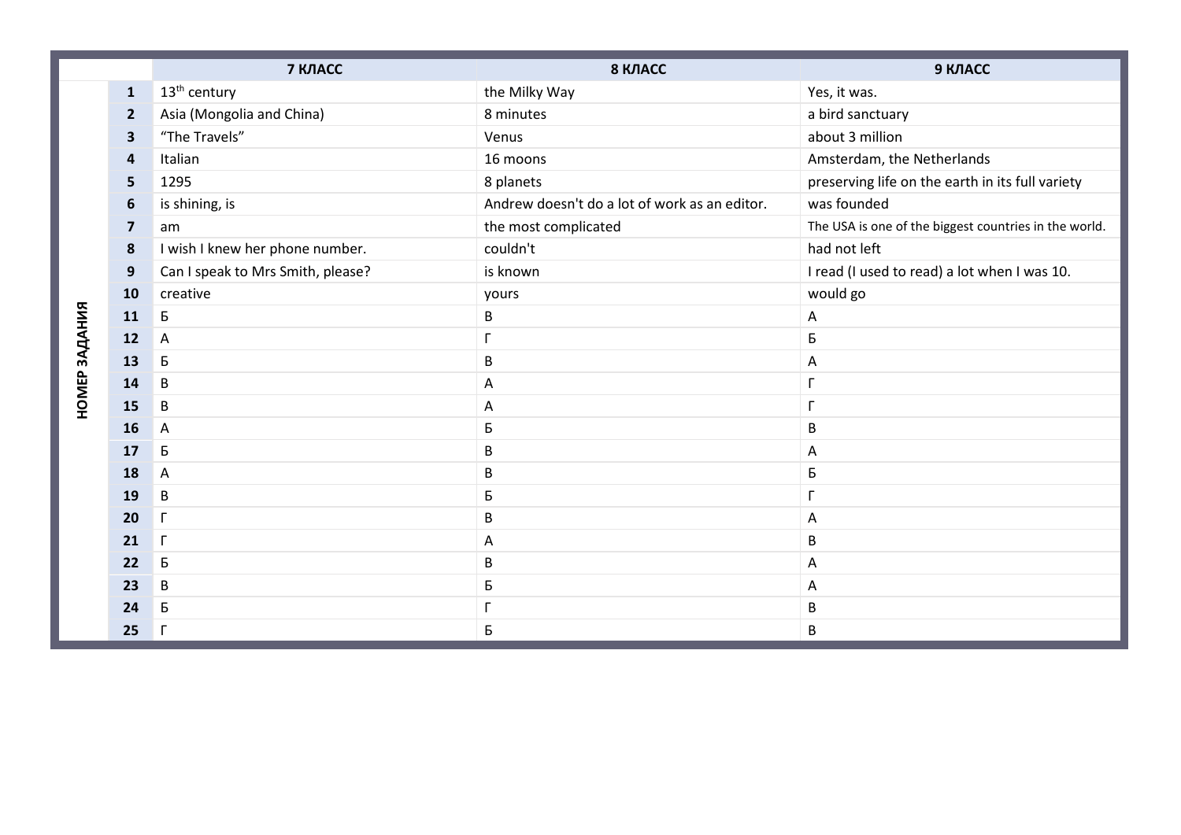| | | 7 КЛАСС | 8 КЛАСС | 9 КЛАСС |
|---|---|---|---|---|
| НОМЕР ЗАДАНИЯ | 1 | 13th century | the Milky Way | Yes, it was. |
| | 2 | Asia (Mongolia and China) | 8 minutes | a bird sanctuary |
| | 3 | "The Travels" | Venus | about 3 million |
| | 4 | Italian | 16 moons | Amsterdam, the Netherlands |
| | 5 | 1295 | 8 planets | preserving life on the earth in its full variety |
| | 6 | is shining, is | Andrew doesn't do a lot of work as an editor. | was founded |
| | 7 | am | the most complicated | The USA is one of the biggest countries in the world. |
| | 8 | I wish I knew her phone number. | couldn't | had not left |
| | 9 | Can I speak to Mrs Smith, please? | is known | I read (I used to read) a lot when I was 10. |
| | 10 | creative | yours | would go |
| | 11 | Б | В | А |
| | 12 | А | Г | Б |
| | 13 | Б | В | А |
| | 14 | В | А | Г |
| | 15 | В | А | Г |
| | 16 | А | Б | В |
| | 17 | Б | В | А |
| | 18 | А | В | Б |
| | 19 | В | Б | Г |
| | 20 | Г | В | А |
| | 21 | Г | А | В |
| | 22 | Б | В | А |
| | 23 | В | Б | А |
| | 24 | Б | Г | В |
| | 25 | Г | Б | В |